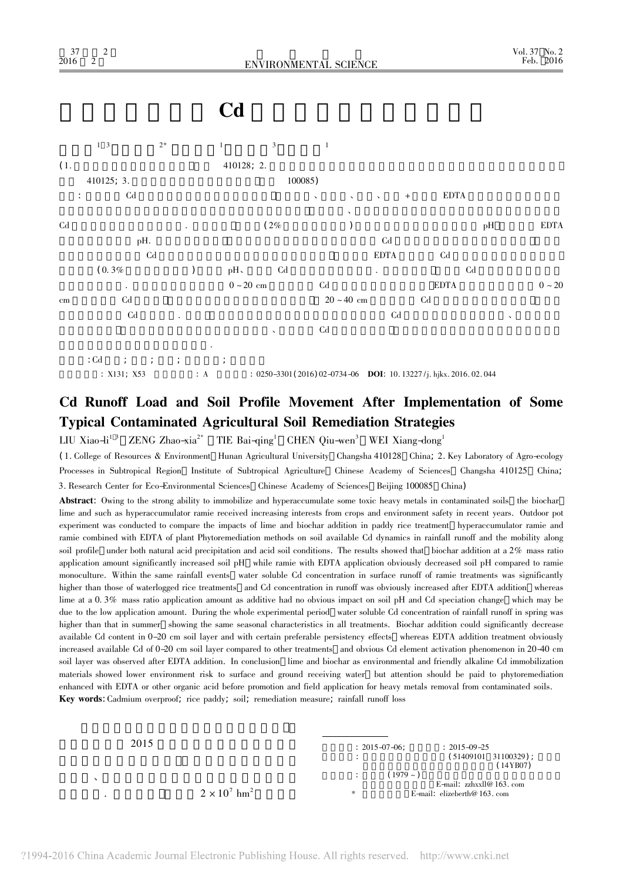# Cd

Cd Runoff Load and Soil Profile Movement After Implementation of Some Typical Contaminated Agricultural Soil Remediation Strategies

(1. 410128; 2. 410125; 3. 100085)

: Cd 、 、 、 + EDTA 、 Cd . (2% ) pH EDTA pH. Cd Cd EDTA Cd (0.3% ) pH、 Cd . Cd . 0 ~ 20 cm Cd EDTA 0 ~ 20 cm Cd 20 ~ 40 cm Cd Cd . Cd 、 、 Cd .

: Cd ; ; ; ;

: X131; X53 : A : 0250-3301(2016)02-0734-06 **DOI**: 10.13227/j.hjkx.2016.02.044

# Cd Runoff Load and Soil Profile Movement After Implementation of Some Typical Contaminated Agricultural Soil Remediation Strategies

LIU Xiao-li[1,3], ZENG Zhao-xia[2*], TIE Bai-qing[1], CHEN Qiu-wen[3], WEI Xiang-dong[1]

(1. College of Resources & Environment, Hunan Agricultural University, Changsha 410128, China; 2. Key Laboratory of Agro-ecology Processes in Subtropical Region, Institute of Subtropical Agriculture, Chinese Academy of Sciences, Changsha 410125, China; 3. Research Center for Eco-Environmental Sciences, Chinese Academy of Sciences, Beijing 100085, China)

**Abstract**: Owing to the strong ability to immobilize and hyperaccumulate some toxic heavy metals in contaminated soils, the biochar, lime and such as hyperaccumulator ramie received increasing interests from crops and environment safety in recent years. Outdoor pot experiment was conducted to compare the impacts of lime and biochar addition in paddy rice treatment, hyperaccumulator ramie and ramie combined with EDTA of plant Phytoremediation methods on soil available Cd dynamics in rainfall runoff and the mobility along soil profile under both natural acid precipitation and acid soil conditions. The results showed that, biochar addition at a 2% mass ratio application amount significantly increased soil pH, while ramie with EDTA application obviously decreased soil pH compared to ramie monoculture. Within the same rainfall events, water soluble Cd concentration in surface runoff of ramie treatments was significantly higher than those of waterlogged rice treatments, and Cd concentration in runoff was obviously increased after EDTA addition, whereas lime at a 0.3% mass ratio application amount as additive had no obvious impact on soil pH and Cd speciation change, which may be due to the low application amount. During the whole experimental period, water soluble Cd concentration of rainfall runoff in spring was higher than that in summer, showing the same seasonal characteristics in all treatments. Biochar addition could significantly decrease available Cd content in 0-20 cm soil layer and with certain preferable persistency effects, whereas EDTA addition treatment obviously increased available Cd of 0-20 cm soil layer compared to other treatments, and obvious Cd element activation phenomenon in 20-40 cm soil layer was observed after EDTA addition. In conclusion, lime and biochar as environmental and friendly alkaline Cd immobilization materials showed lower environment risk to surface and ground receiving water, but attention should be paid to phytoremediation enhanced with EDTA or other organic acid before promotion and field application for heavy metals removal from contaminated soils.

**Key words**: Cadmium overproof; rice paddy; soil; remediation measure; rainfall runoff loss

2015 、 . $2\times10^7$ $hm^2$

: 2015-07-06; : 2015-09-25

: (51409101, 31100329); (14YB07)

: (1979 ~ ), E-mail: zzhxxll@163.com

\* E-mail: elizeberth@163.com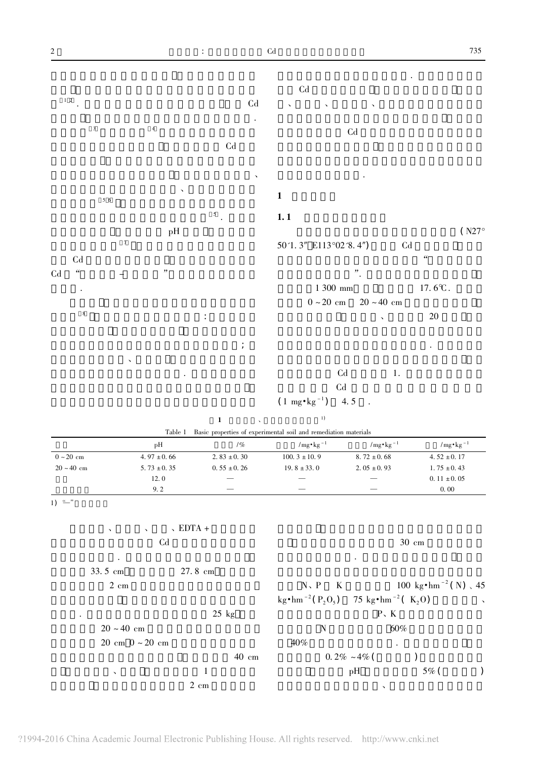[1,2]. Cd

.

[3] [4]

pH Cd

、

、

[5,6]

[5].

pH

[7]

Cd

Cd “ – ”

.

[8] :

;

、

.

.

Cd

、 、 、

Cd

.

## 1

### 1.1

(N27° 50′1.3″ E113°02′8.4″) Cd

“

”.

1 300 mm 17.6℃.

0 ~ 20 cm 20 ~ 40 cm

、 20

.

Cd 1.

Cd

($1\ mg\cdot kg^{-1}$) 4.5 .

1 、 1)

Table 1 Basic properties of experimental soil and remediation materials

| | pH | /% | $/mg\cdot kg^{-1}$ | $/mg\cdot kg^{-1}$ | $/mg\cdot kg^{-1}$ |
|---|---|---|---|---|---|
| 0 ~ 20 cm | 4.97 ± 0.66 | 2.83 ± 0.30 | 100.3 ± 10.9 | 8.72 ± 0.68 | 4.52 ± 0.17 |
| 20 ~ 40 cm | 5.73 ± 0.35 | 0.55 ± 0.26 | 19.8 ± 33.0 | 2.05 ± 0.93 | 1.75 ± 0.43 |
| | 12.0 | — | — | — | 0.11 ± 0.05 |
| | 9.2 | — | — | — | 0.00 |

1) “—”

、 、 、 EDTA +

Cd

.

33.5 cm pH 27.8 cm

2 cm

.

25 kg

20 ~ 40 cm

20 cm 0 ~ 20 cm

40 cm

、 1

2 cm

30 cm

.

N、P K 100 $kg\cdot hm^{-2}$ (N) 、45 $kg\cdot hm^{-2}$ ($P_2O_5$) 75 $kg\cdot hm^{-2}$ ($K_2O$) 、

P、K

N 60%

40% .

0.2% ~ 4% ( )

pH 5% ( )

、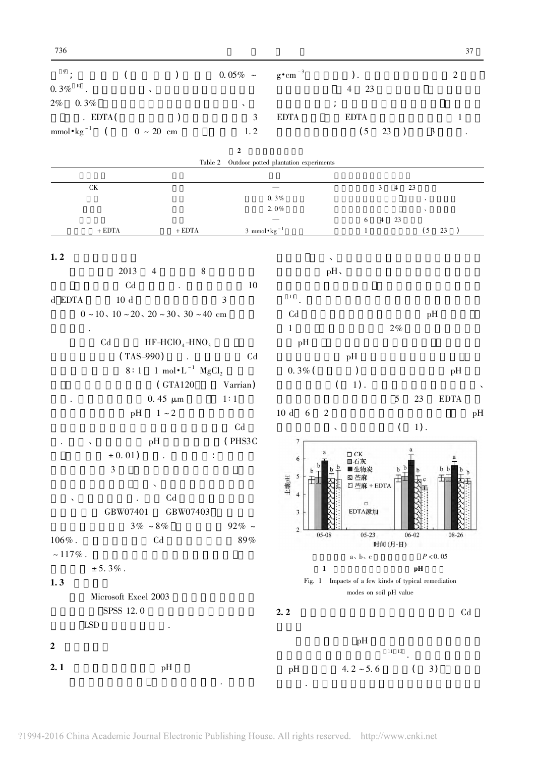[9]；（ ） 0.05% ~ 0.3%[10]．、 2% 0.3% 、．EDTA（ ） 3 $mmol \cdot kg^{-1}$（ 0 ~ 20 cm 1.2 $g \cdot cm^{-3}$ ）． 2 4 23 ； EDTA EDTA 1 （5 23 ） 3 ．

**2**

Table 2 Outdoor potted plantation experiments

| | | | |
|---|---|---|---|
| CK | | — | 3 4 23 |
| | | 0.3% | 、 |
| | | 2.0% | 、 |
| | | — | 6 4 23 |
| + EDTA | + EDTA | 3 $mmol \cdot kg^{-1}$ | 1 （5 23 ） |

**1.2**

2013 4 8 Cd ． 10 d EDTA 10 d 3 0 ~ 10、10 ~ 20、20 ~ 30、30 ~ 40 cm ．

Cd $HF-HClO_4-HNO_3$ （TAS-990）． Cd 8∶1 1 $mol \cdot L^{-1}$ $MgCl_2$ （GTA120 Varrian）． 0.45 μm 1∶1 pH 1 ~ 2 Cd ．、 pH （PHS3C ± 0.01）．： 3 、 Cd 、． Cd GBW07401 GBW07403 3% ~ 8% 92% ~ 106%． Cd 89% ~ 117%． ± 5.3%．

**1.3**

Microsoft Excel 2003 SPSS 12.0 LSD ．

**2**

**2.1** pH

．、 pH、 [11]． Cd pH 1 2% pH pH 0.3%（ ） pH （ 1）．、 5 23 EDTA 10 d 6 2 pH 、（ 1）．

[Figure 1: bar chart of soil pH (土壤pH) over time (时间(月-日): 05-08, 05-23, 06-02, 08-26) for CK, 石灰, 生物炭, 苎麻, 苎麻 + EDTA; EDTA添加 marked]

a、b、c $P < 0.05$

**1** **pH**

Fig. 1 Impacts of a few kinds of typical remediation modes on soil pH value

**2.2** Cd

pH [11,12]． pH 4.2 ~ 5.6 （ 3）．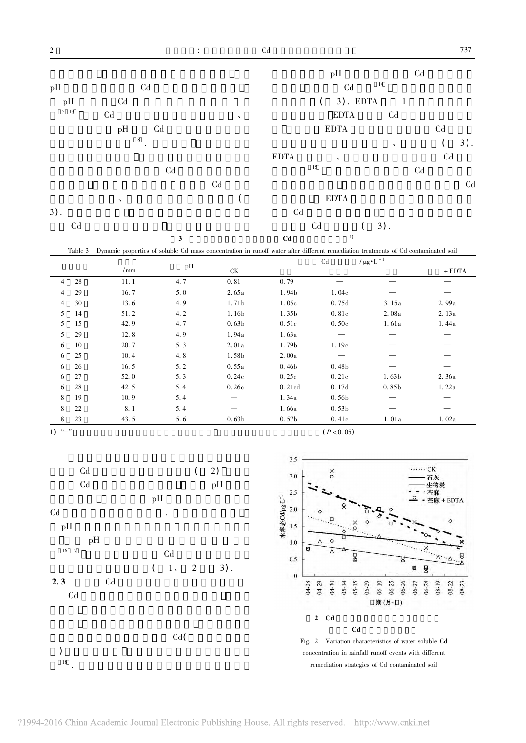pH Cd

pH Cd

[5-13] Cd 、

pH Cd

[8].

Cd

Cd

、 (

3).

Cd

pH Cd

Cd [14]

( 3). EDTA 1

EDTA Cd

EDTA Cd

、 ( 3).

EDTA 、 Cd

[15] Cd

Cd

EDTA

Cd

Cd ( 3).

**表 3 Cd [1)]**

Table 3 Dynamic properties of soluble Cd mass concentration in runoff water after different remediation treatments of Cd contaminated soil

| | /mm | pH | Cd /μg·L⁻¹ | | | | |
|---|---|---|---|---|---|---|---|
| | | | CK | | | | + EDTA |
| 4 28 | 11.1 | 4.7 | 0.81 | 0.79 | — | — | — |
| 4 29 | 16.7 | 5.0 | 2.65a | 1.94b | 1.04c | — | — |
| 4 30 | 13.6 | 4.9 | 1.71b | 1.05c | 0.75d | 3.15a | 2.99a |
| 5 14 | 51.2 | 4.2 | 1.16b | 1.35b | 0.81c | 2.08a | 2.13a |
| 5 15 | 42.9 | 4.7 | 0.63b | 0.51c | 0.50c | 1.61a | 1.44a |
| 5 29 | 12.8 | 4.9 | 1.94a | 1.63a | — | — | — |
| 6 10 | 20.7 | 5.3 | 2.01a | 1.79b | 1.19c | — | — |
| 6 25 | 10.4 | 4.8 | 1.58b | 2.00a | — | — | — |
| 6 26 | 16.5 | 5.2 | 0.55a | 0.46b | 0.48b | — | — |
| 6 27 | 52.0 | 5.3 | 0.24c | 0.25c | 0.21c | 1.63b | 2.36a |
| 6 28 | 42.5 | 5.4 | 0.26c | 0.21cd | 0.17d | 0.85b | 1.22a |
| 8 19 | 10.9 | 5.4 | — | 1.34a | 0.56b | — | — |
| 8 22 | 8.1 | 5.4 | — | 1.66a | 0.53b | — | — |
| 8 23 | 43.5 | 5.6 | 0.63b | 0.57b | 0.41c | 1.01a | 1.02a |

1) "—" ($P < 0.05$)

Cd ( 2)

Cd pH

pH

Cd .

pH

pH

[16,17] Cd

( 1、2 3).

**2.3 Cd**

Cd

Cd(

)

[18].

图 2 Cd Cd

Fig. 2 Variation characteristics of water soluble Cd concentration in rainfall runoff events with different remediation strategies of Cd contaminated soil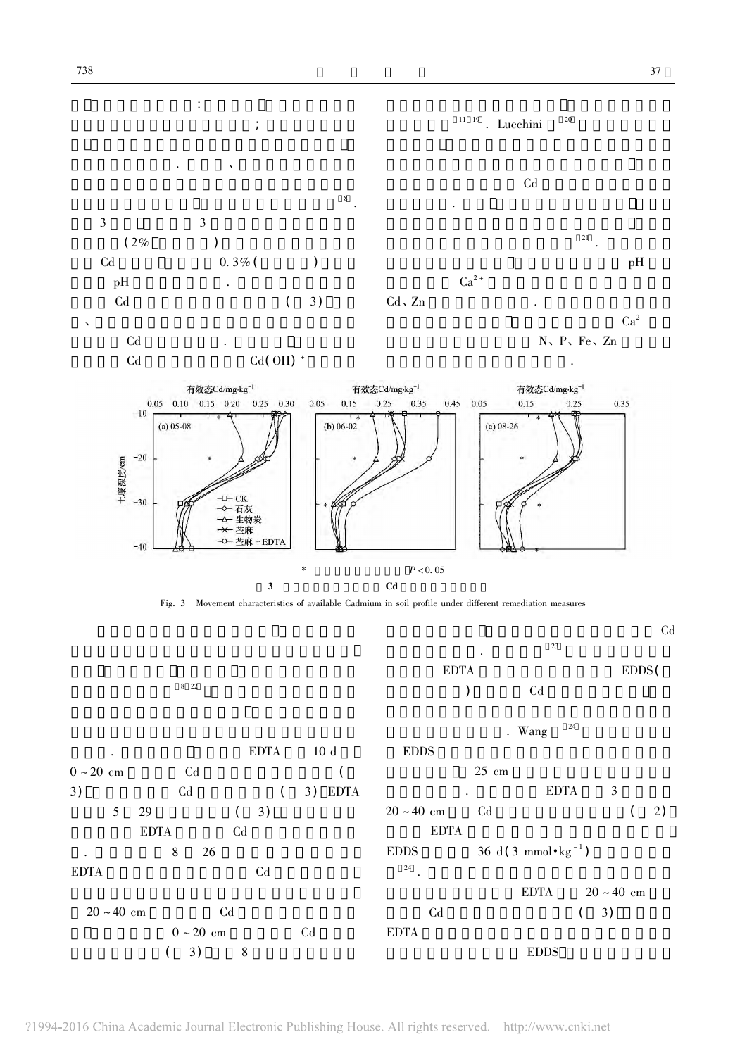:

;

、

[8].

3 3

(2% )

Cd 0.3%( )

pH .

Cd ( 3)

、

Cd .

Cd Cd(OH)$^{+}$

[11~19]. Lucchini[20]

Cd

.

[21].

pH

$Ca^{2+}$

Cd、Zn .

$Ca^{2+}$

N、P、Fe、Zn

.

有效态Cd/mg·kg$^{-1}$

土壤深度/cm

(a) 05-08　(b) 06-02　(c) 08-26

CK　石灰　生物炭　苎麻　苎麻+EDTA

* $P < 0.05$

**3** **Cd**

Fig. 3 Movement characteristics of available Cadmium in soil profile under different remediation measures

[8,22]

. EDTA 10 d

0~20 cm Cd (

3) Cd ( 3) EDTA

5 29 ( 3)

EDTA Cd

. 8 26

EDTA Cd

20~40 cm Cd

0~20 cm Cd

( 3) 8

Cd

. [23]

EDTA EDDS(

) Cd

. Wang[24]

EDDS

25 cm

. EDTA 3

20~40 cm Cd ( 2)

EDTA

EDDS 36 d(3 mmol·kg$^{-1}$)

[24].

EDTA 20~40 cm

Cd ( 3)

EDTA

EDDS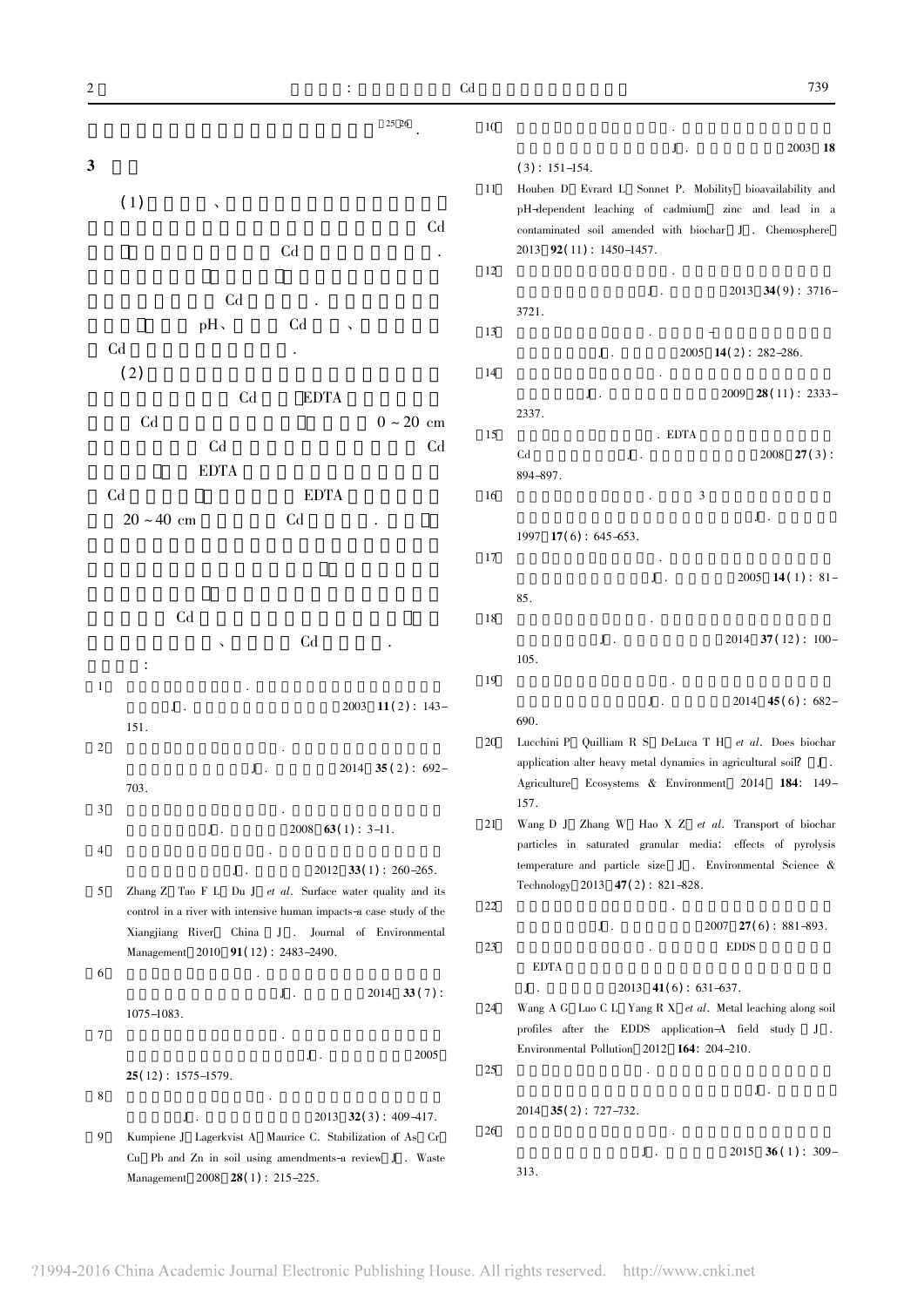[25,26].

**3**

(1) 、

Cd

Cd .

Cd .

pH、 Cd 、

Cd .

(2)

Cd EDTA

Cd 0 ~ 20 cm

Cd Cd

EDTA

Cd EDTA

20 ~ 40 cm Cd .

Cd

、 Cd .

:

1 . J . 2003 11(2): 143–151.

2 . J . 2014 35(2): 692–703.

3 . J . 2008 63(1): 3–11.

4 . J . 2012 33(1): 260–265.

5 Zhang Z Tao F L Du J et al. Surface water quality and its control in a river with intensive human impacts–a case study of the Xiangjiang River China J . Journal of Environmental Management 2010 91(12): 2483–2490.

6 . J . 2014 33(7): 1075–1083.

7 . J . 2005 25(12): 1575–1579.

8 . J . 2013 32(3): 409–417.

9 Kumpiene J Lagerkvist A Maurice C. Stabilization of As Cr Cu Pb and Zn in soil using amendments–a review J . Waste Management 2008 28(1): 215–225.

10 . J . 2003 18 (3): 151–154.

11 Houben D Evrard L Sonnet P. Mobility bioavailability and pH-dependent leaching of cadmium zinc and lead in a contaminated soil amended with biochar J . Chemosphere 2013 92(11): 1450–1457.

12 . J . 2013 34(9): 3716–3721.

13 . – J . 2005 14(2): 282–286.

14 . J . 2009 28(11): 2333–2337.

15 . EDTA Cd J . 2008 27(3): 894–897.

16 . 3 J . 1997 17(6): 645–653.

17 . J . 2005 14(1): 81–85.

18 . J . 2014 37(12): 100–105.

19 . J . 2014 45(6): 682–690.

20 Lucchini P Quilliam R S DeLuca T H et al. Does biochar application alter heavy metal dynamics in agricultural soil? J . Agriculture Ecosystems & Environment 2014 184: 149–157.

21 Wang D J Zhang W Hao X Z et al. Transport of biochar particles in saturated granular media: effects of pyrolysis temperature and particle size J . Environmental Science & Technology 2013 47(2): 821–828.

22 . J . 2007 27(6): 881–893.

23 . EDDS EDTA J . 2013 41(6): 631–637.

24 Wang A G Luo C L Yang R X et al. Metal leaching along soil profiles after the EDDS application–A field study J . Environmental Pollution 2012 164: 204–210.

25 . J . 2014 35(2): 727–732.

26 . J . 2015 36(1): 309–313.